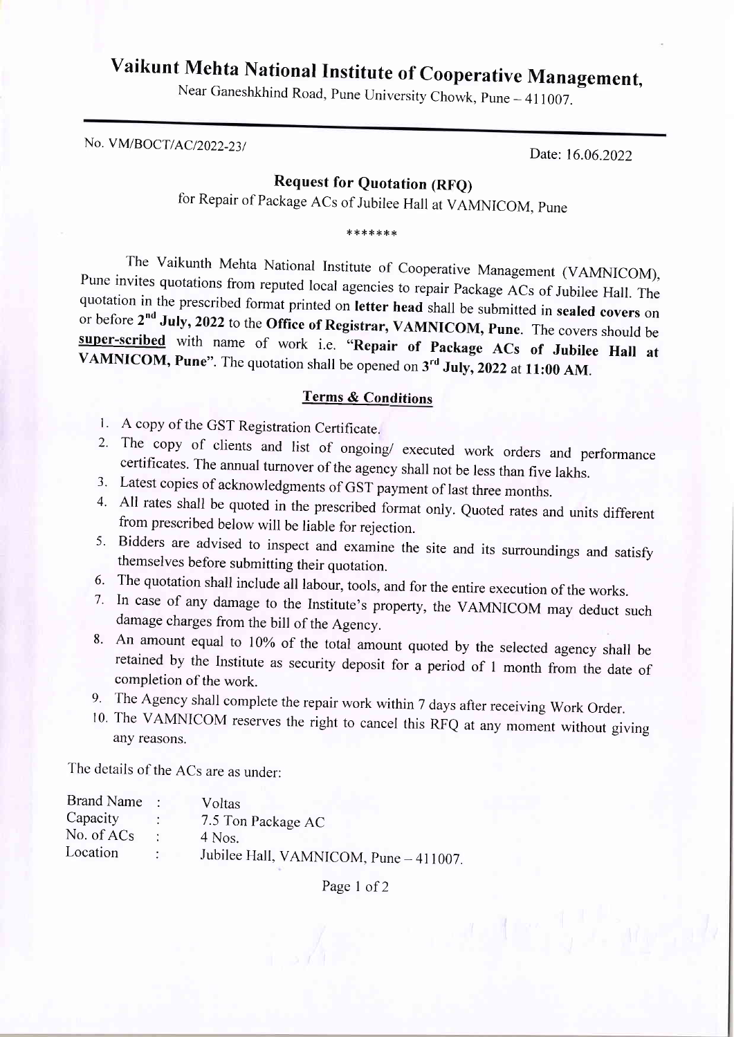# Vaikunt Mehta National Institute of Cooperative Management,

Near Ganeshkhind Road, Pune University Chowk, Pune – 411007.

---

No. VM/BOCT/AC/2022-23/ Date: 16.06.2022

## Request for Quotation (RFQ)

for Repair of Package ACs of Jubilee Hall at VAMNICOM, Pune

\*\*\*\*\*\*\*

The Vaikunth Mehta National Institute of Cooperative Management (VAMNICOM), Pune invites quotations from reputed local agencies to repair Package ACs of Jubilee Hall. The quotation in the prescribed format printed on **letter head** shall be submitted in **sealed covers** on or before **2nd July, 2022** to the **Office of Registrar, VAMNICOM, Pune**. The covers should be **super-scribed** with name of work i.e. **"Repair of Package ACs of Jubilee Hall at VAMNICOM, Pune"**. The quotation shall be opened on **3rd July, 2022 at 11:00 AM**.

### Terms & Conditions

1. A copy of the GST Registration Certificate.
2. The copy of clients and list of ongoing/ executed work orders and performance certificates. The annual turnover of the agency shall not be less than five lakhs.
3. Latest copies of acknowledgments of GST payment of last three months.
4. All rates shall be quoted in the prescribed format only. Quoted rates and units different from prescribed below will be liable for rejection.
5. Bidders are advised to inspect and examine the site and its surroundings and satisfy themselves before submitting their quotation.
6. The quotation shall include all labour, tools, and for the entire execution of the works.
7. In case of any damage to the Institute's property, the VAMNICOM may deduct such damage charges from the bill of the Agency.
8. An amount equal to 10% of the total amount quoted by the selected agency shall be retained by the Institute as security deposit for a period of 1 month from the date of completion of the work.
9. The Agency shall complete the repair work within 7 days after receiving Work Order.
10. The VAMNICOM reserves the right to cancel this RFQ at any moment without giving any reasons.

The details of the ACs are as under:

| | | |
|---|---|---|
| Brand Name | : | Voltas |
| Capacity | : | 7.5 Ton Package AC |
| No. of ACs | : | 4 Nos. |
| Location | : | Jubilee Hall, VAMNICOM, Pune – 411007. |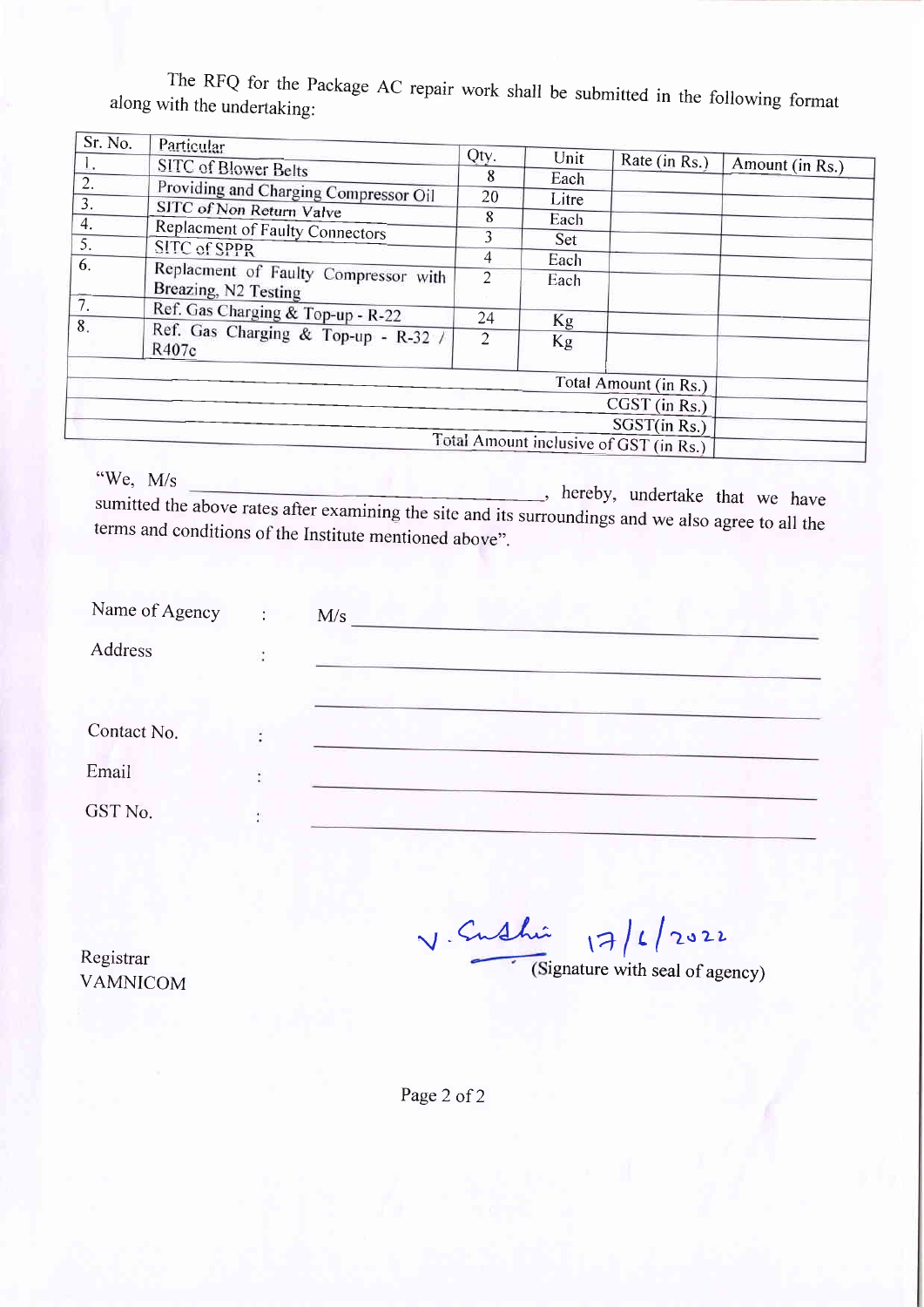The RFQ for the Package AC repair work shall be submitted in the following format along with the undertaking:

| Sr. No. | Particular | Qty. | Unit | Rate (in Rs.) | Amount (in Rs.) |
|---|---|---|---|---|---|
| 1. | SITC of Blower Belts | 8 | Each | | |
| 2. | Providing and Charging Compressor Oil | 20 | Litre | | |
| 3. | SITC of Non Return Valve | 8 | Each | | |
| 4. | Replacment of Faulty Connectors | 3 | Set | | |
| 5. | SITC of SPPR | 4 | Each | | |
| 6. | Replacment of Faulty Compressor with Breazing, N2 Testing | 2 | Each | | |
| 7. | Ref. Gas Charging & Top-up - R-22 | 24 | Kg | | |
| 8. | Ref. Gas Charging & Top-up - R-32 / R407c | 2 | Kg | | |
| | | | | Total Amount (in Rs.) | |
| | | | | CGST (in Rs.) | |
| | | | | SGST(in Rs.) | |
| | | | | Total Amount inclusive of GST (in Rs.) | |

"We, M/s ______________________, hereby, undertake that we have sumitted the above rates after examining the site and its surroundings and we also agree to all the terms and conditions of the Institute mentioned above".

Name of Agency : M/s ______________________

Address : ______________________

______________________

Contact No. : ______________________

Email : ______________________

GST No. : ______________________

V. Sushi 17/6/2022

Registrar
VAMNICOM

(Signature with seal of agency)